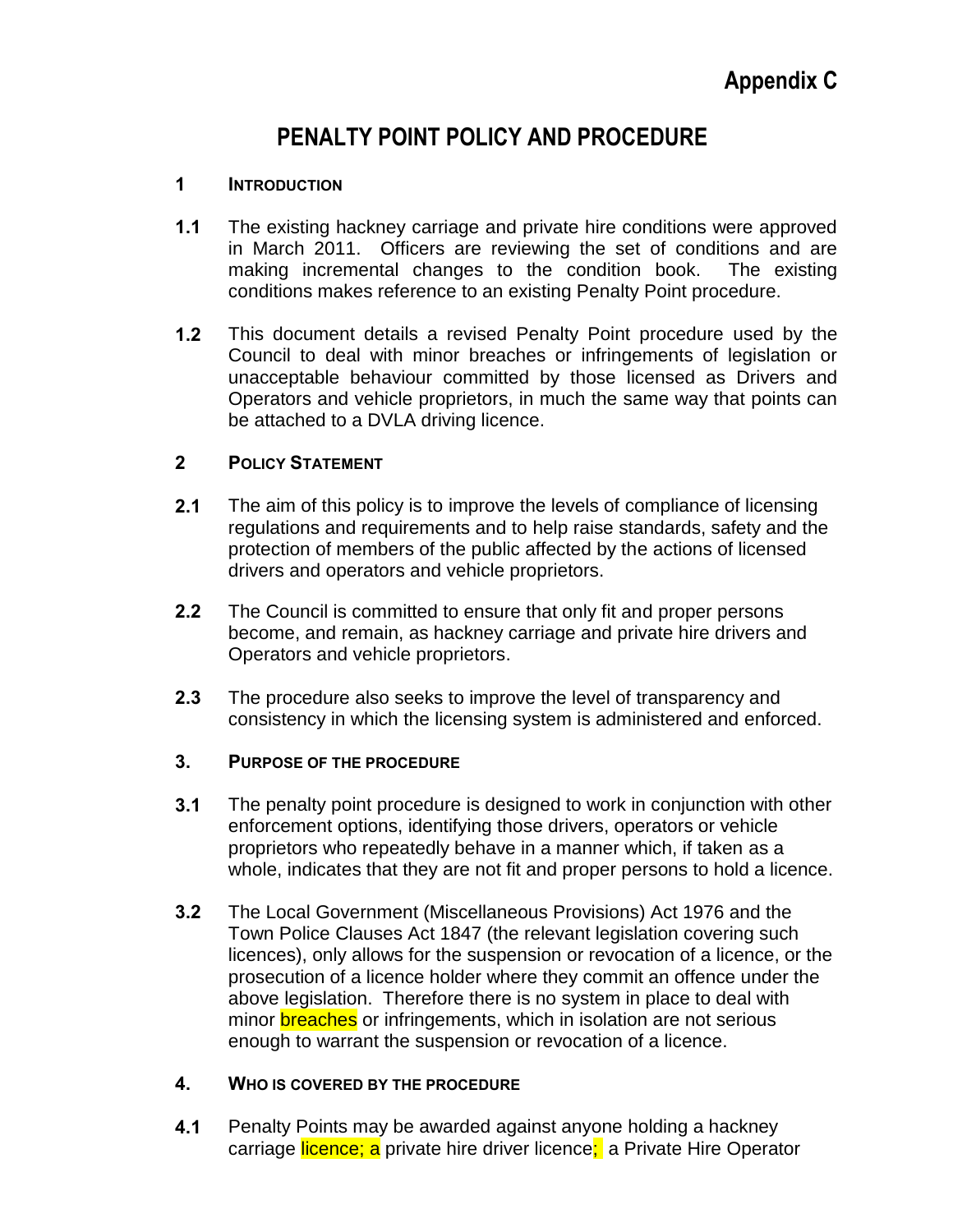**Appendix C**

# PENALTY POINT POLICY AND PROCEDURE

## 1 INTRODUCTION

**1.1** The existing hackney carriage and private hire conditions were approved in March 2011. Officers are reviewing the set of conditions and are making incremental changes to the condition book. The existing conditions makes reference to an existing Penalty Point procedure.

**1.2** This document details a revised Penalty Point procedure used by the Council to deal with minor breaches or infringements of legislation or unacceptable behaviour committed by those licensed as Drivers and Operators and vehicle proprietors, in much the same way that points can be attached to a DVLA driving licence.

## 2 POLICY STATEMENT

**2.1** The aim of this policy is to improve the levels of compliance of licensing regulations and requirements and to help raise standards, safety and the protection of members of the public affected by the actions of licensed drivers and operators and vehicle proprietors.

**2.2** The Council is committed to ensure that only fit and proper persons become, and remain, as hackney carriage and private hire drivers and Operators and vehicle proprietors.

**2.3** The procedure also seeks to improve the level of transparency and consistency in which the licensing system is administered and enforced.

## 3. PURPOSE OF THE PROCEDURE

**3.1** The penalty point procedure is designed to work in conjunction with other enforcement options, identifying those drivers, operators or vehicle proprietors who repeatedly behave in a manner which, if taken as a whole, indicates that they are not fit and proper persons to hold a licence.

**3.2** The Local Government (Miscellaneous Provisions) Act 1976 and the Town Police Clauses Act 1847 (the relevant legislation covering such licences), only allows for the suspension or revocation of a licence, or the prosecution of a licence holder where they commit an offence under the above legislation. Therefore there is no system in place to deal with minor breaches or infringements, which in isolation are not serious enough to warrant the suspension or revocation of a licence.

## 4. WHO IS COVERED BY THE PROCEDURE

**4.1** Penalty Points may be awarded against anyone holding a hackney carriage licence; a private hire driver licence; a Private Hire Operator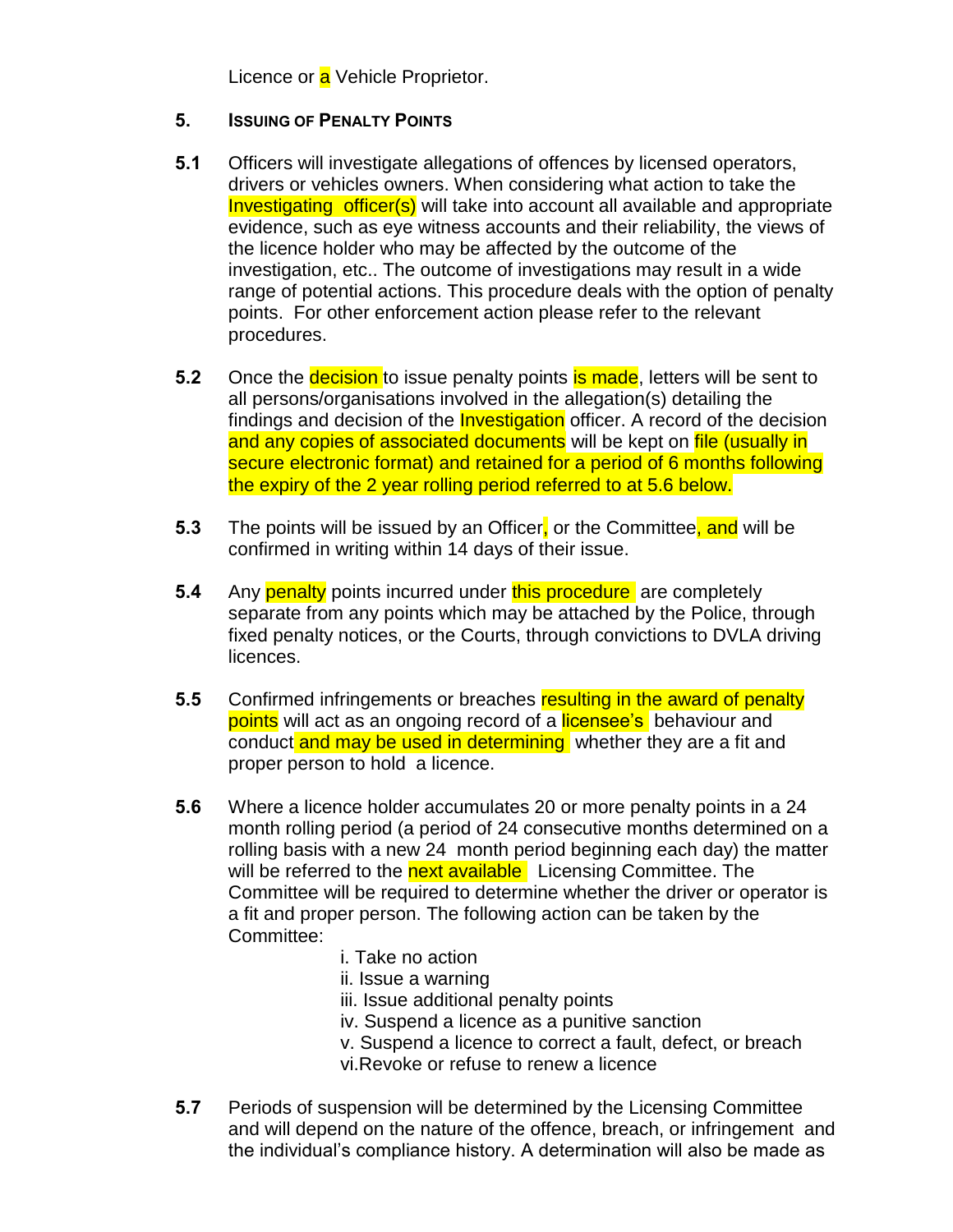Licence or a Vehicle Proprietor.

## 5. ISSUING OF PENALTY POINTS

**5.1** Officers will investigate allegations of offences by licensed operators, drivers or vehicles owners. When considering what action to take the Investigating officer(s) will take into account all available and appropriate evidence, such as eye witness accounts and their reliability, the views of the licence holder who may be affected by the outcome of the investigation, etc.. The outcome of investigations may result in a wide range of potential actions. This procedure deals with the option of penalty points. For other enforcement action please refer to the relevant procedures.

**5.2** Once the decision to issue penalty points is made, letters will be sent to all persons/organisations involved in the allegation(s) detailing the findings and decision of the Investigation officer. A record of the decision and any copies of associated documents will be kept on file (usually in secure electronic format) and retained for a period of 6 months following the expiry of the 2 year rolling period referred to at 5.6 below.

**5.3** The points will be issued by an Officer, or the Committee, and will be confirmed in writing within 14 days of their issue.

**5.4** Any penalty points incurred under this procedure are completely separate from any points which may be attached by the Police, through fixed penalty notices, or the Courts, through convictions to DVLA driving licences.

**5.5** Confirmed infringements or breaches resulting in the award of penalty points will act as an ongoing record of a licensee's behaviour and conduct and may be used in determining whether they are a fit and proper person to hold a licence.

**5.6** Where a licence holder accumulates 20 or more penalty points in a 24 month rolling period (a period of 24 consecutive months determined on a rolling basis with a new 24 month period beginning each day) the matter will be referred to the next available Licensing Committee. The Committee will be required to determine whether the driver or operator is a fit and proper person. The following action can be taken by the Committee:

i. Take no action
ii. Issue a warning
iii. Issue additional penalty points
iv. Suspend a licence as a punitive sanction
v. Suspend a licence to correct a fault, defect, or breach
vi. Revoke or refuse to renew a licence

**5.7** Periods of suspension will be determined by the Licensing Committee and will depend on the nature of the offence, breach, or infringement and the individual's compliance history. A determination will also be made as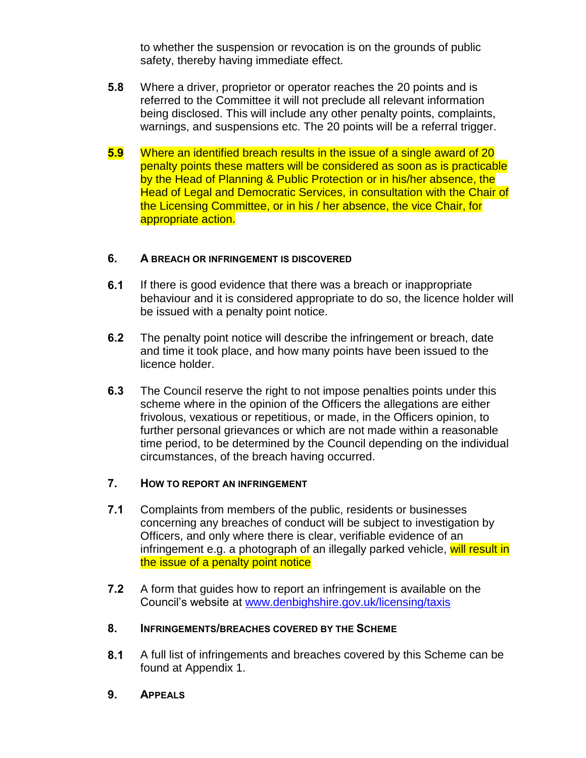to whether the suspension or revocation is on the grounds of public safety, thereby having immediate effect.

**5.8** Where a driver, proprietor or operator reaches the 20 points and is referred to the Committee it will not preclude all relevant information being disclosed. This will include any other penalty points, complaints, warnings, and suspensions etc. The 20 points will be a referral trigger.

**5.9** Where an identified breach results in the issue of a single award of 20 penalty points these matters will be considered as soon as is practicable by the Head of Planning & Public Protection or in his/her absence, the Head of Legal and Democratic Services, in consultation with the Chair of the Licensing Committee, or in his / her absence, the vice Chair, for appropriate action.

## 6. A BREACH OR INFRINGEMENT IS DISCOVERED

**6.1** If there is good evidence that there was a breach or inappropriate behaviour and it is considered appropriate to do so, the licence holder will be issued with a penalty point notice.

**6.2** The penalty point notice will describe the infringement or breach, date and time it took place, and how many points have been issued to the licence holder.

**6.3** The Council reserve the right to not impose penalties points under this scheme where in the opinion of the Officers the allegations are either frivolous, vexatious or repetitious, or made, in the Officers opinion, to further personal grievances or which are not made within a reasonable time period, to be determined by the Council depending on the individual circumstances, of the breach having occurred.

## 7. HOW TO REPORT AN INFRINGEMENT

**7.1** Complaints from members of the public, residents or businesses concerning any breaches of conduct will be subject to investigation by Officers, and only where there is clear, verifiable evidence of an infringement e.g. a photograph of an illegally parked vehicle, will result in the issue of a penalty point notice

**7.2** A form that guides how to report an infringement is available on the Council's website at www.denbighshire.gov.uk/licensing/taxis

## 8. INFRINGEMENTS/BREACHES COVERED BY THE SCHEME

**8.1** A full list of infringements and breaches covered by this Scheme can be found at Appendix 1.

## 9. APPEALS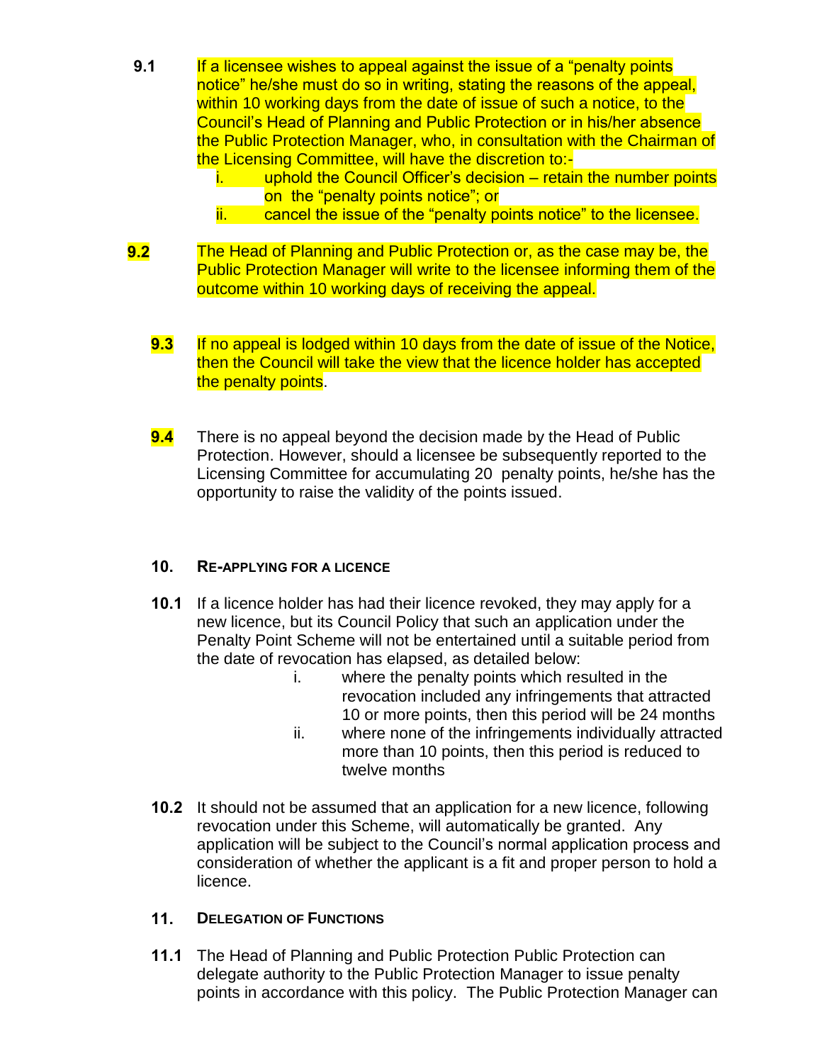**9.1** If a licensee wishes to appeal against the issue of a "penalty points notice" he/she must do so in writing, stating the reasons of the appeal, within 10 working days from the date of issue of such a notice, to the Council's Head of Planning and Public Protection or in his/her absence the Public Protection Manager, who, in consultation with the Chairman of the Licensing Committee, will have the discretion to:-

i. uphold the Council Officer's decision – retain the number points on the "penalty points notice"; or
ii. cancel the issue of the "penalty points notice" to the licensee.

**9.2** The Head of Planning and Public Protection or, as the case may be, the Public Protection Manager will write to the licensee informing them of the outcome within 10 working days of receiving the appeal.

**9.3** If no appeal is lodged within 10 days from the date of issue of the Notice, then the Council will take the view that the licence holder has accepted the penalty points.

**9.4** There is no appeal beyond the decision made by the Head of Public Protection. However, should a licensee be subsequently reported to the Licensing Committee for accumulating 20 penalty points, he/she has the opportunity to raise the validity of the points issued.

## 10. Re-applying for a Licence

**10.1** If a licence holder has had their licence revoked, they may apply for a new licence, but its Council Policy that such an application under the Penalty Point Scheme will not be entertained until a suitable period from the date of revocation has elapsed, as detailed below:

i. where the penalty points which resulted in the revocation included any infringements that attracted 10 or more points, then this period will be 24 months
ii. where none of the infringements individually attracted more than 10 points, then this period is reduced to twelve months

**10.2** It should not be assumed that an application for a new licence, following revocation under this Scheme, will automatically be granted. Any application will be subject to the Council's normal application process and consideration of whether the applicant is a fit and proper person to hold a licence.

## 11. Delegation of Functions

**11.1** The Head of Planning and Public Protection Public Protection can delegate authority to the Public Protection Manager to issue penalty points in accordance with this policy. The Public Protection Manager can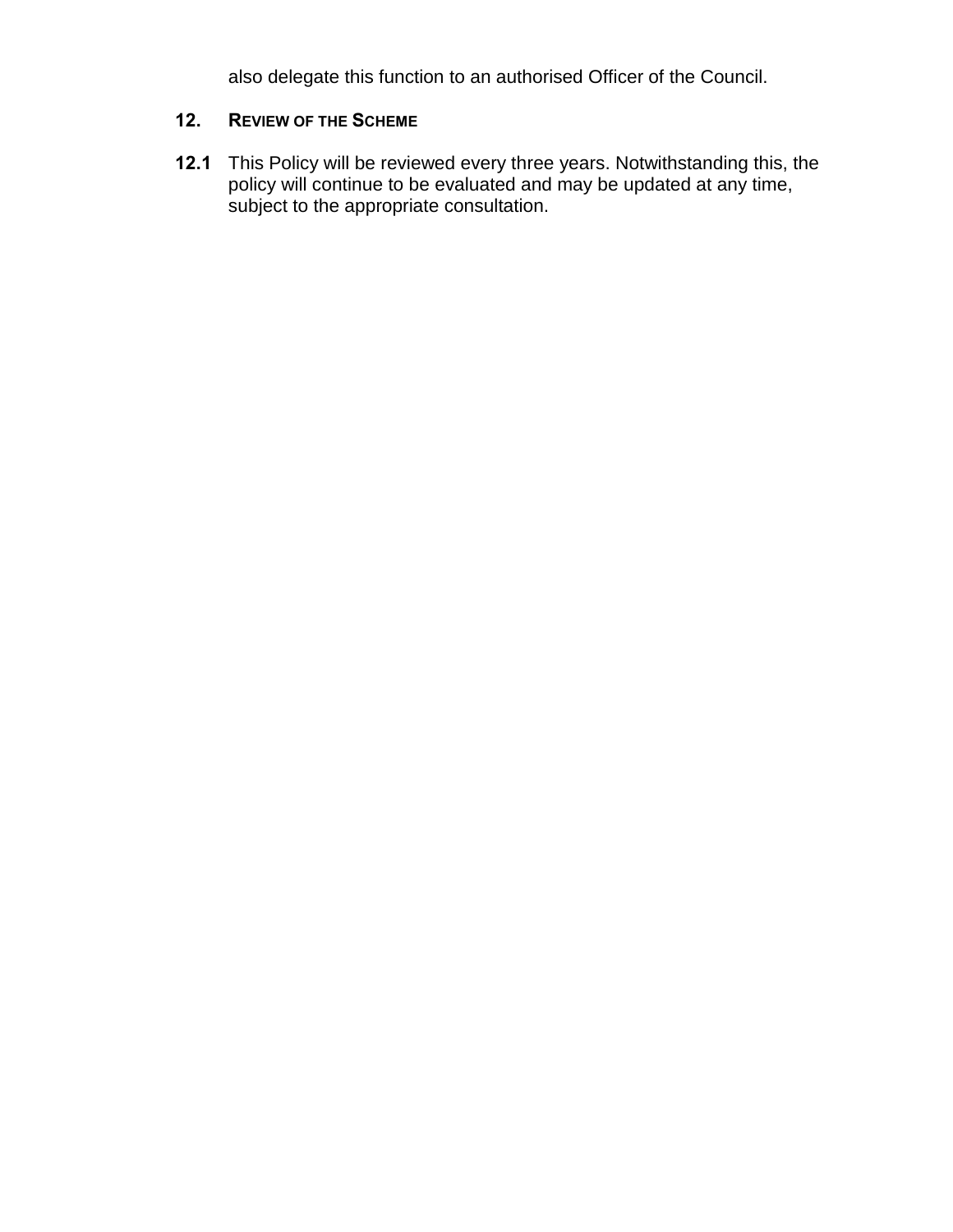also delegate this function to an authorised Officer of the Council.

## 12. REVIEW OF THE SCHEME

**12.1** This Policy will be reviewed every three years. Notwithstanding this, the policy will continue to be evaluated and may be updated at any time, subject to the appropriate consultation.